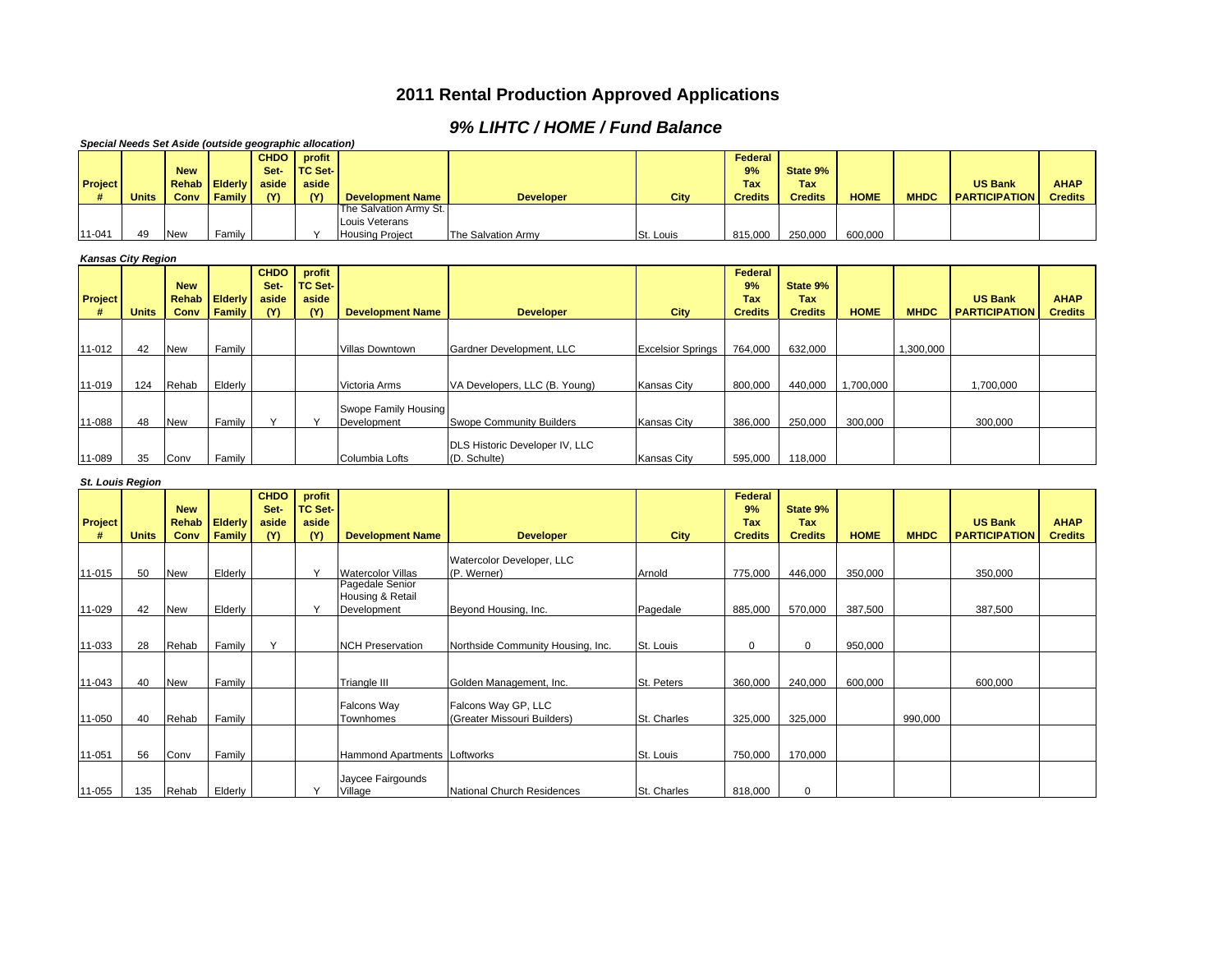# 2011 Rental Production Approved Applications

## *9% LIHTC / HOME / Fund Balance*

***Special Needs Set Aside (outside geographic allocation)***

| Project # | Units | New Rehab Conv | Elderly Family | CHDO Set-aside (Y) | profit TC Set-aside (Y) | Development Name | Developer | City | Federal 9% Tax Credits | State 9% Tax Credits | HOME | MHDC | US Bank PARTICIPATION | AHAP Credits |
|---|---|---|---|---|---|---|---|---|---|---|---|---|---|---|
| 11-041 | 49 | New | Family | | Y | The Salvation Army St. Louis Veterans Housing Project | The Salvation Army | St. Louis | 815,000 | 250,000 | 600,000 | | | |

***Kansas City Region***

| Project # | Units | New Rehab Conv | Elderly Family | CHDO Set-aside (Y) | profit TC Set-aside (Y) | Development Name | Developer | City | Federal 9% Tax Credits | State 9% Tax Credits | HOME | MHDC | US Bank PARTICIPATION | AHAP Credits |
|---|---|---|---|---|---|---|---|---|---|---|---|---|---|---|
| 11-012 | 42 | New | Family | | | Villas Downtown | Gardner Development, LLC | Excelsior Springs | 764,000 | 632,000 | | 1,300,000 | | |
| 11-019 | 124 | Rehab | Elderly | | | Victoria Arms | VA Developers, LLC (B. Young) | Kansas City | 800,000 | 440,000 | 1,700,000 | | 1,700,000 | |
| 11-088 | 48 | New | Family | Y | Y | Swope Family Housing Development | Swope Community Builders | Kansas City | 386,000 | 250,000 | 300,000 | | 300,000 | |
| 11-089 | 35 | Conv | Family | | | Columbia Lofts | DLS Historic Developer IV, LLC (D. Schulte) | Kansas City | 595,000 | 118,000 | | | | |

***St. Louis Region***

| Project # | Units | New Rehab Conv | Elderly Family | CHDO Set-aside (Y) | profit TC Set-aside (Y) | Development Name | Developer | City | Federal 9% Tax Credits | State 9% Tax Credits | HOME | MHDC | US Bank PARTICIPATION | AHAP Credits |
|---|---|---|---|---|---|---|---|---|---|---|---|---|---|---|
| 11-015 | 50 | New | Elderly | | Y | Watercolor Villas | Watercolor Developer, LLC (P. Werner) | Arnold | 775,000 | 446,000 | 350,000 | | 350,000 | |
| 11-029 | 42 | New | Elderly | | Y | Pagedale Senior Housing & Retail Development | Beyond Housing, Inc. | Pagedale | 885,000 | 570,000 | 387,500 | | 387,500 | |
| 11-033 | 28 | Rehab | Family | Y | | NCH Preservation | Northside Community Housing, Inc. | St. Louis | 0 | 0 | 950,000 | | | |
| 11-043 | 40 | New | Family | | | Triangle III | Golden Management, Inc. | St. Peters | 360,000 | 240,000 | 600,000 | | 600,000 | |
| 11-050 | 40 | Rehab | Family | | | Falcons Way Townhomes | Falcons Way GP, LLC (Greater Missouri Builders) | St. Charles | 325,000 | 325,000 | | 990,000 | | |
| 11-051 | 56 | Conv | Family | | | Hammond Apartments | Loftworks | St. Louis | 750,000 | 170,000 | | | | |
| 11-055 | 135 | Rehab | Elderly | | Y | Jaycee Fairgounds Village | National Church Residences | St. Charles | 818,000 | 0 | | | | |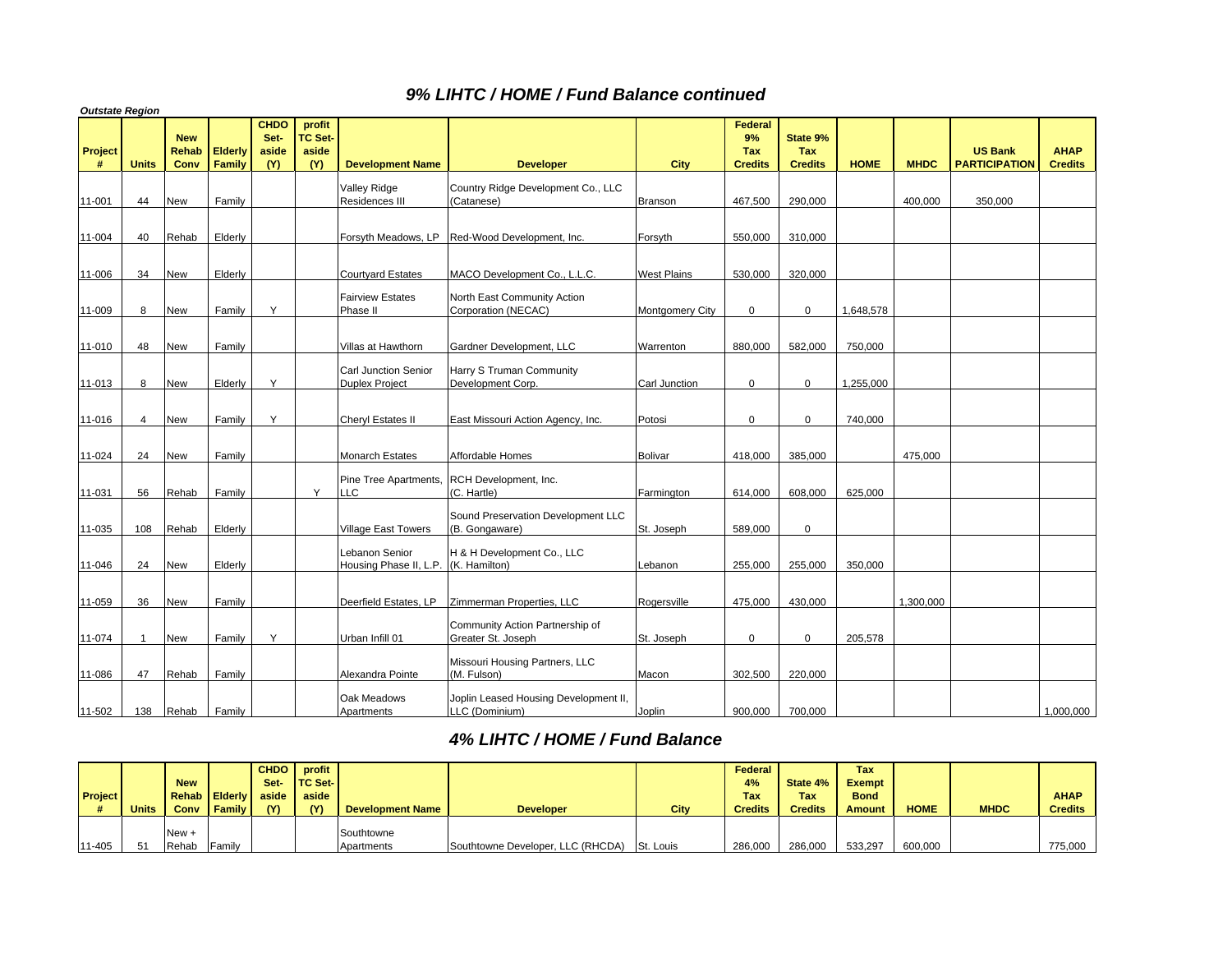## 9% LIHTC / HOME / Fund Balance continued

*Outstate Region*

| Project # | Units | New Rehab Conv | Elderly Family | CHDO Set-aside (Y) | profit TC Set-aside (Y) | Development Name | Developer | City | Federal 9% Tax Credits | State 9% Tax Credits | HOME | MHDC | US Bank PARTICIPATION | AHAP Credits |
|---|---|---|---|---|---|---|---|---|---|---|---|---|---|---|
| 11-001 | 44 | New | Family | | | Valley Ridge Residences III | Country Ridge Development Co., LLC (Catanese) | Branson | 467,500 | 290,000 | | 400,000 | 350,000 | |
| 11-004 | 40 | Rehab | Elderly | | | Forsyth Meadows, LP | Red-Wood Development, Inc. | Forsyth | 550,000 | 310,000 | | | | |
| 11-006 | 34 | New | Elderly | | | Courtyard Estates | MACO Development Co., L.L.C. | West Plains | 530,000 | 320,000 | | | | |
| 11-009 | 8 | New | Family | Y | | Fairview Estates Phase II | North East Community Action Corporation (NECAC) | Montgomery City | 0 | 0 | 1,648,578 | | | |
| 11-010 | 48 | New | Family | | | Villas at Hawthorn | Gardner Development, LLC | Warrenton | 880,000 | 582,000 | 750,000 | | | |
| 11-013 | 8 | New | Elderly | Y | | Carl Junction Senior Duplex Project | Harry S Truman Community Development Corp. | Carl Junction | 0 | 0 | 1,255,000 | | | |
| 11-016 | 4 | New | Family | Y | | Cheryl Estates II | East Missouri Action Agency, Inc. | Potosi | 0 | 0 | 740,000 | | | |
| 11-024 | 24 | New | Family | | | Monarch Estates | Affordable Homes | Bolivar | 418,000 | 385,000 | | 475,000 | | |
| 11-031 | 56 | Rehab | Family | | Y | Pine Tree Apartments, LLC | RCH Development, Inc. (C. Hartle) | Farmington | 614,000 | 608,000 | 625,000 | | | |
| 11-035 | 108 | Rehab | Elderly | | | Village East Towers | Sound Preservation Development LLC (B. Gongaware) | St. Joseph | 589,000 | 0 | | | | |
| 11-046 | 24 | New | Elderly | | | Lebanon Senior Housing Phase II, L.P. | H & H Development Co., LLC (K. Hamilton) | Lebanon | 255,000 | 255,000 | 350,000 | | | |
| 11-059 | 36 | New | Family | | | Deerfield Estates, LP | Zimmerman Properties, LLC | Rogersville | 475,000 | 430,000 | | 1,300,000 | | |
| 11-074 | 1 | New | Family | Y | | Urban Infill 01 | Community Action Partnership of Greater St. Joseph | St. Joseph | 0 | 0 | 205,578 | | | |
| 11-086 | 47 | Rehab | Family | | | Alexandra Pointe | Missouri Housing Partners, LLC (M. Fulson) | Macon | 302,500 | 220,000 | | | | |
| 11-502 | 138 | Rehab | Family | | | Oak Meadows Apartments | Joplin Leased Housing Development II, LLC (Dominium) | Joplin | 900,000 | 700,000 | | | | 1,000,000 |

## 4% LIHTC / HOME / Fund Balance

| Project # | Units | New Rehab Conv | Elderly Family | CHDO Set-aside (Y) | profit TC Set-aside (Y) | Development Name | Developer | City | Federal 4% Tax Credits | State 4% Tax Credits | Tax Exempt Bond Amount | HOME | MHDC | AHAP Credits |
|---|---|---|---|---|---|---|---|---|---|---|---|---|---|---|
| 11-405 | 51 | New + Rehab | Family | | | Southtowne Apartments | Southtowne Developer, LLC (RHCDA) | St. Louis | 286,000 | 286,000 | 533,297 | 600,000 | | 775,000 |